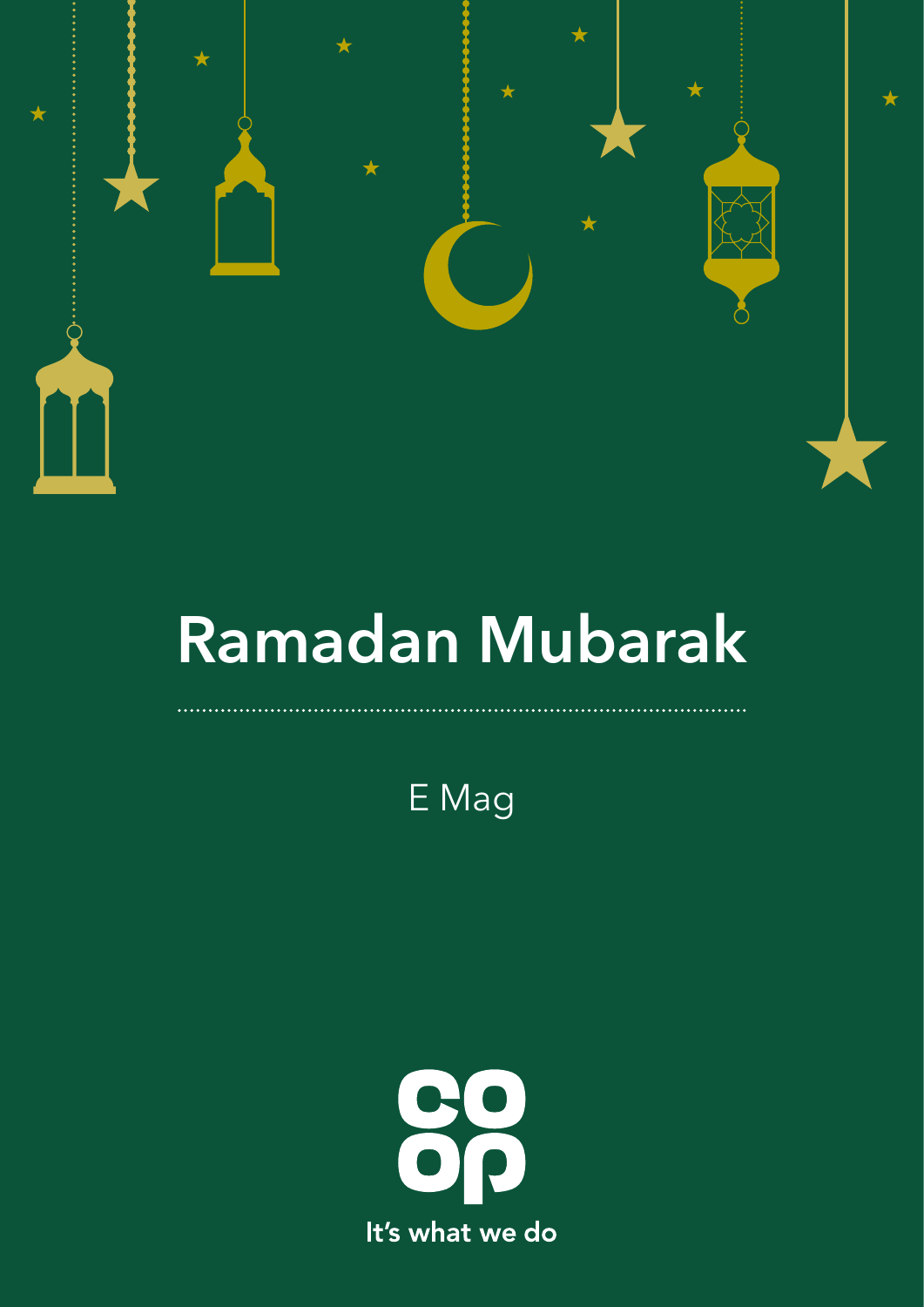# Ramadan Mubarak

E Mag

It's what we do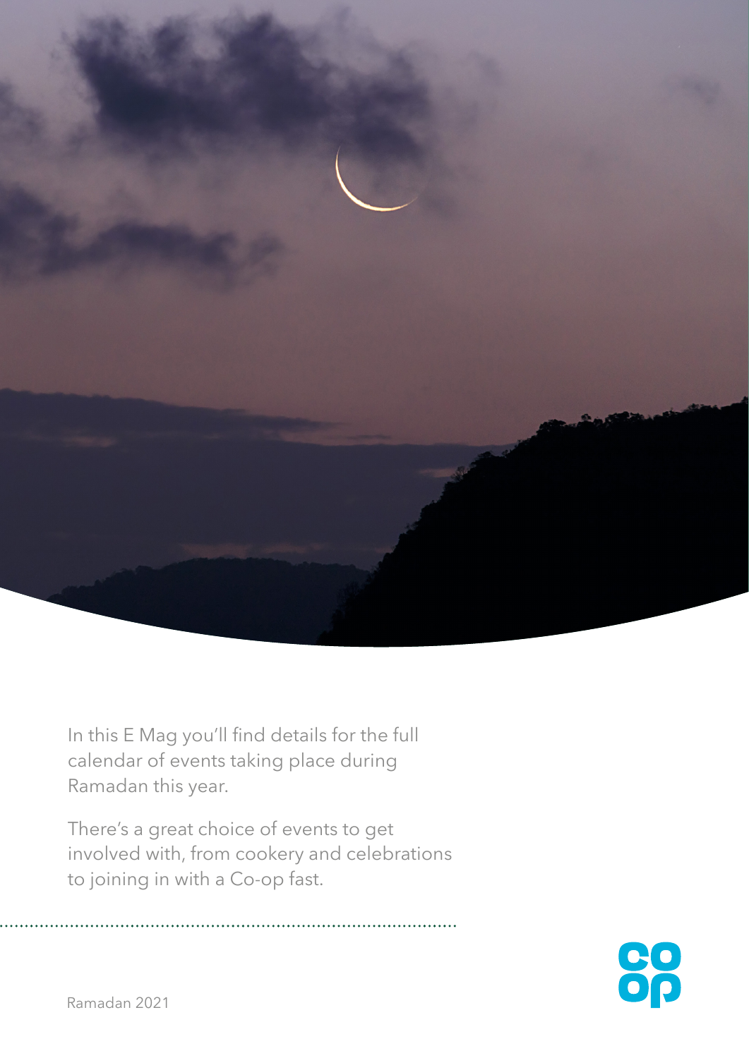In this E Mag you'll find details for the full calendar of events taking place during Ramadan this year.

There's a great choice of events to get involved with, from cookery and celebrations to joining in with a Co-op fast.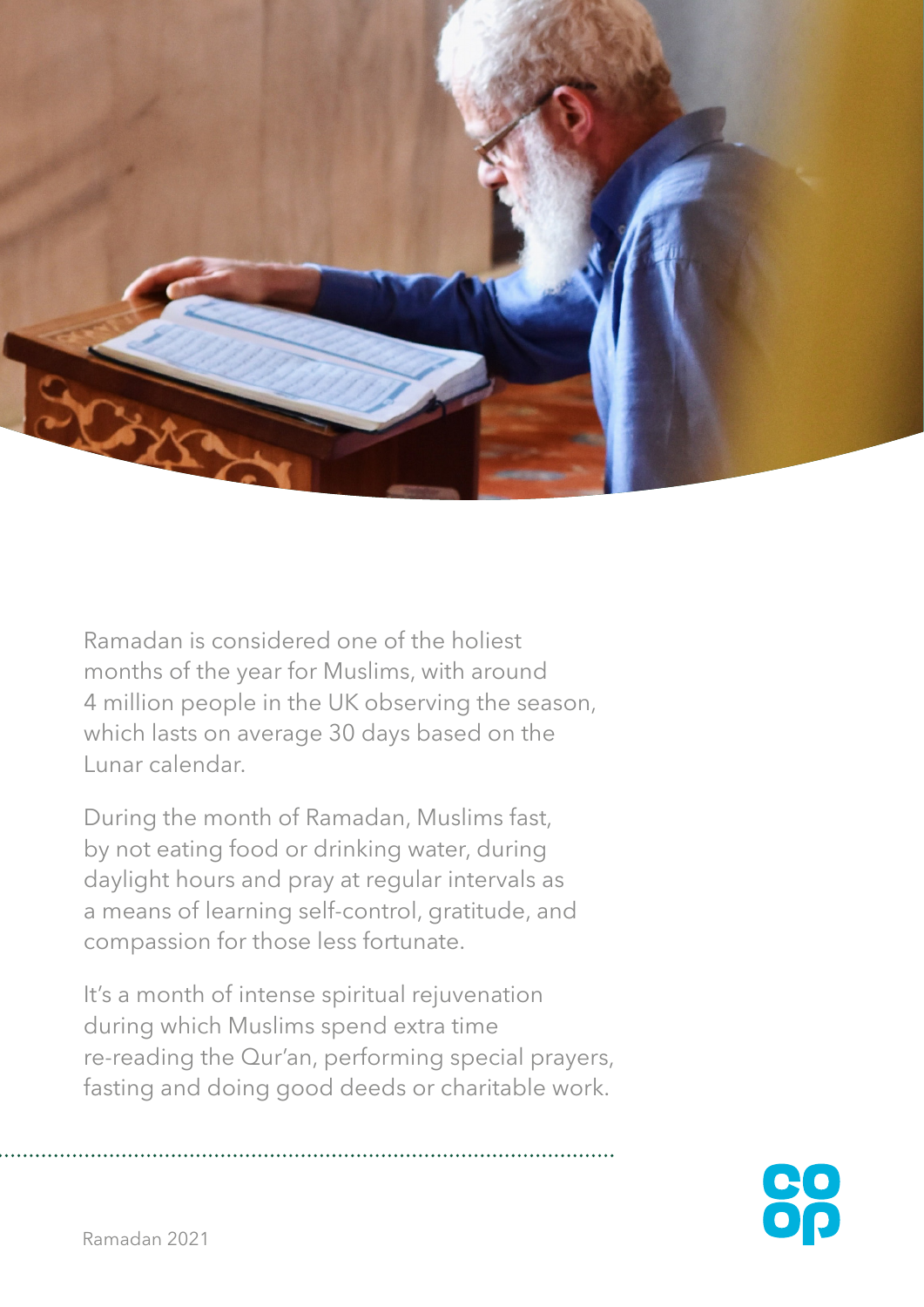Ramadan is considered one of the holiest months of the year for Muslims, with around 4 million people in the UK observing the season, which lasts on average 30 days based on the Lunar calendar.

During the month of Ramadan, Muslims fast, by not eating food or drinking water, during daylight hours and pray at regular intervals as a means of learning self-control, gratitude, and compassion for those less fortunate.

It's a month of intense spiritual rejuvenation during which Muslims spend extra time re-reading the Qur'an, performing special prayers, fasting and doing good deeds or charitable work.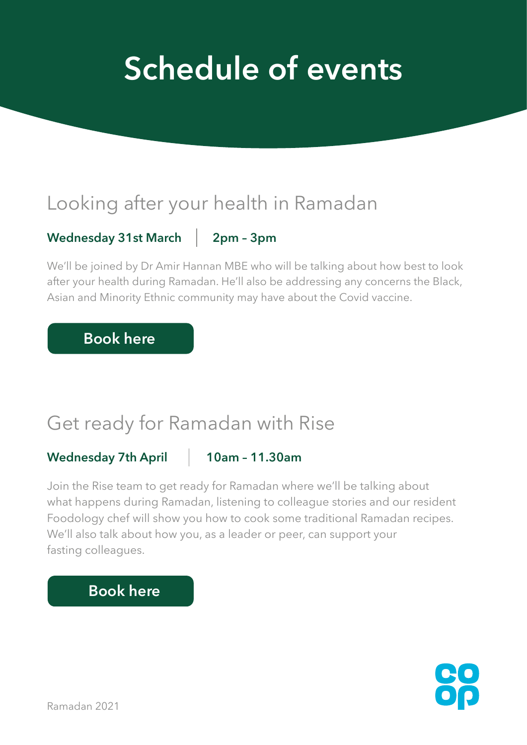# Schedule of events

## Looking after your health in Ramadan

**Wednesday 31st March | 2pm – 3pm**

We'll be joined by Dr Amir Hannan MBE who will be talking about how best to look after your health during Ramadan. He'll also be addressing any concerns the Black, Asian and Minority Ethnic community may have about the Covid vaccine.

**Book here**

## Get ready for Ramadan with Rise

**Wednesday 7th April | 10am – 11.30am**

Join the Rise team to get ready for Ramadan where we'll be talking about what happens during Ramadan, listening to colleague stories and our resident Foodology chef will show you how to cook some traditional Ramadan recipes. We'll also talk about how you, as a leader or peer, can support your fasting colleagues.

**Book here**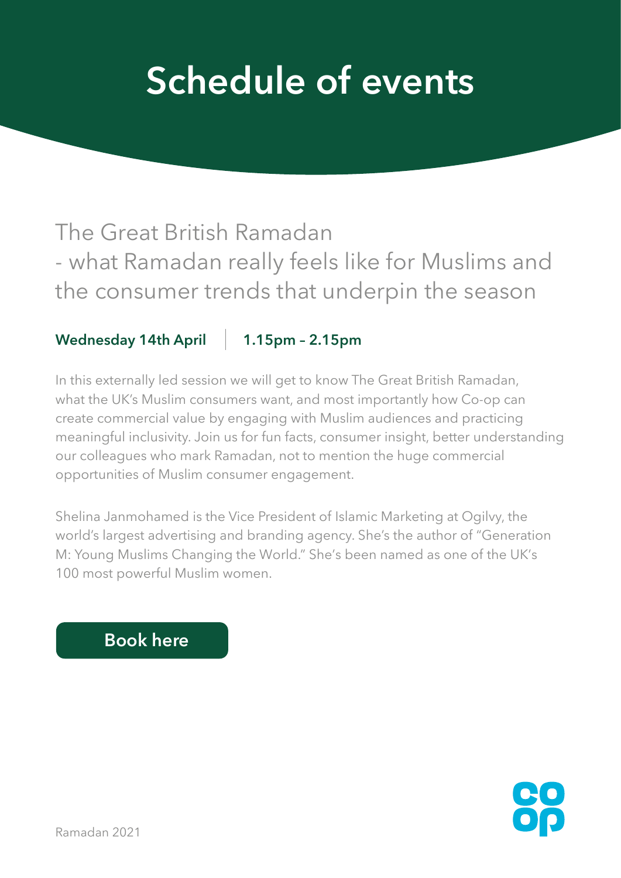# Schedule of events

## The Great British Ramadan - what Ramadan really feels like for Muslims and the consumer trends that underpin the season

**Wednesday 14th April | 1.15pm – 2.15pm**

In this externally led session we will get to know The Great British Ramadan, what the UK's Muslim consumers want, and most importantly how Co-op can create commercial value by engaging with Muslim audiences and practicing meaningful inclusivity. Join us for fun facts, consumer insight, better understanding our colleagues who mark Ramadan, not to mention the huge commercial opportunities of Muslim consumer engagement.

Shelina Janmohamed is the Vice President of Islamic Marketing at Ogilvy, the world's largest advertising and branding agency. She's the author of "Generation M: Young Muslims Changing the World." She's been named as one of the UK's 100 most powerful Muslim women.

**Book here**

Ramadan 2021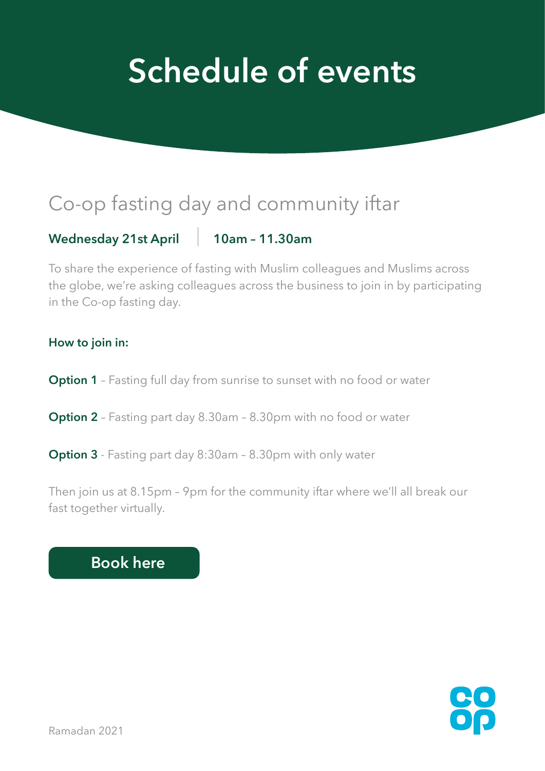# Schedule of events

## Co-op fasting day and community iftar

**Wednesday 21st April** | **10am – 11.30am**

To share the experience of fasting with Muslim colleagues and Muslims across the globe, we're asking colleagues across the business to join in by participating in the Co-op fasting day.

**How to join in:**

**Option 1** – Fasting full day from sunrise to sunset with no food or water

**Option 2** – Fasting part day 8.30am – 8.30pm with no food or water

**Option 3** - Fasting part day 8:30am – 8.30pm with only water

Then join us at 8.15pm – 9pm for the community iftar where we'll all break our fast together virtually.

**Book here**

Ramadan 2021